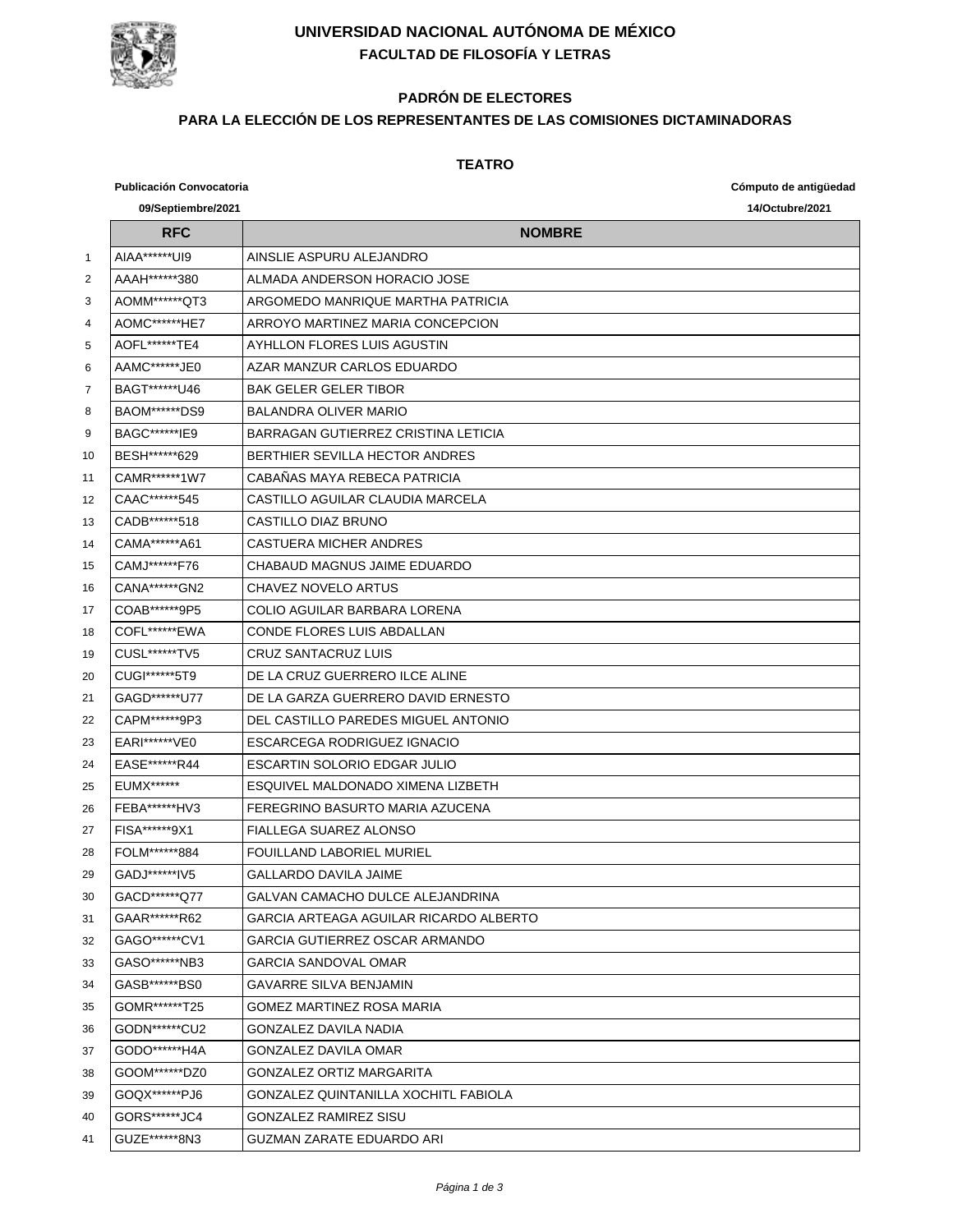# UNIVERSIDAD NACIONAL AUTÓNOMA DE MÉXICO

## FACULTAD DE FILOSOFÍA Y LETRAS

### PADRÓN DE ELECTORES

### PARA LA ELECCIÓN DE LOS REPRESENTANTES DE LAS COMISIONES DICTAMINADORAS

### TEATRO

**Publicación Convocatoria** **09/Septiembre/2021**

**Cómputo de antigüedad** **14/Octubre/2021**

| | RFC | NOMBRE |
|---|---|---|
| 1 | AIAA******UI9 | AINSLIE ASPURU ALEJANDRO |
| 2 | AAAH******380 | ALMADA ANDERSON HORACIO JOSE |
| 3 | AOMM******QT3 | ARGOMEDO MANRIQUE MARTHA PATRICIA |
| 4 | AOMC******HE7 | ARROYO MARTINEZ MARIA CONCEPCION |
| 5 | AOFL******TE4 | AYHLLON FLORES LUIS AGUSTIN |
| 6 | AAMC******JE0 | AZAR MANZUR CARLOS EDUARDO |
| 7 | BAGT******U46 | BAK GELER GELER TIBOR |
| 8 | BAOM******DS9 | BALANDRA OLIVER MARIO |
| 9 | BAGC******IE9 | BARRAGAN GUTIERREZ CRISTINA LETICIA |
| 10 | BESH******629 | BERTHIER SEVILLA HECTOR ANDRES |
| 11 | CAMR******1W7 | CABAÑAS MAYA REBECA PATRICIA |
| 12 | CAAC******545 | CASTILLO AGUILAR CLAUDIA MARCELA |
| 13 | CADB******518 | CASTILLO DIAZ BRUNO |
| 14 | CAMA******A61 | CASTUERA MICHER ANDRES |
| 15 | CAMJ******F76 | CHABAUD MAGNUS JAIME EDUARDO |
| 16 | CANA******GN2 | CHAVEZ NOVELO ARTUS |
| 17 | COAB******9P5 | COLIO AGUILAR BARBARA LORENA |
| 18 | COFL******EWA | CONDE FLORES LUIS ABDALLAN |
| 19 | CUSL******TV5 | CRUZ SANTACRUZ LUIS |
| 20 | CUGI******5T9 | DE LA CRUZ GUERRERO ILCE ALINE |
| 21 | GAGD******U77 | DE LA GARZA GUERRERO DAVID ERNESTO |
| 22 | CAPM******9P3 | DEL CASTILLO PAREDES MIGUEL ANTONIO |
| 23 | EARI******VE0 | ESCARCEGA RODRIGUEZ IGNACIO |
| 24 | EASE******R44 | ESCARTIN SOLORIO EDGAR JULIO |
| 25 | EUMX****** | ESQUIVEL MALDONADO XIMENA LIZBETH |
| 26 | FEBA******HV3 | FEREGRINO BASURTO MARIA AZUCENA |
| 27 | FISA******9X1 | FIALLEGA SUAREZ ALONSO |
| 28 | FOLM******884 | FOUILLAND LABORIEL MURIEL |
| 29 | GADJ******IV5 | GALLARDO DAVILA JAIME |
| 30 | GACD******Q77 | GALVAN CAMACHO DULCE ALEJANDRINA |
| 31 | GAAR******R62 | GARCIA ARTEAGA AGUILAR RICARDO ALBERTO |
| 32 | GAGO******CV1 | GARCIA GUTIERREZ OSCAR ARMANDO |
| 33 | GASO******NB3 | GARCIA SANDOVAL OMAR |
| 34 | GASB******BS0 | GAVARRE SILVA BENJAMIN |
| 35 | GOMR******T25 | GOMEZ MARTINEZ ROSA MARIA |
| 36 | GODN******CU2 | GONZALEZ DAVILA NADIA |
| 37 | GODO******H4A | GONZALEZ DAVILA OMAR |
| 38 | GOOM******DZ0 | GONZALEZ ORTIZ MARGARITA |
| 39 | GOQX******PJ6 | GONZALEZ QUINTANILLA XOCHITL FABIOLA |
| 40 | GORS******JC4 | GONZALEZ RAMIREZ SISU |
| 41 | GUZE******8N3 | GUZMAN ZARATE EDUARDO ARI |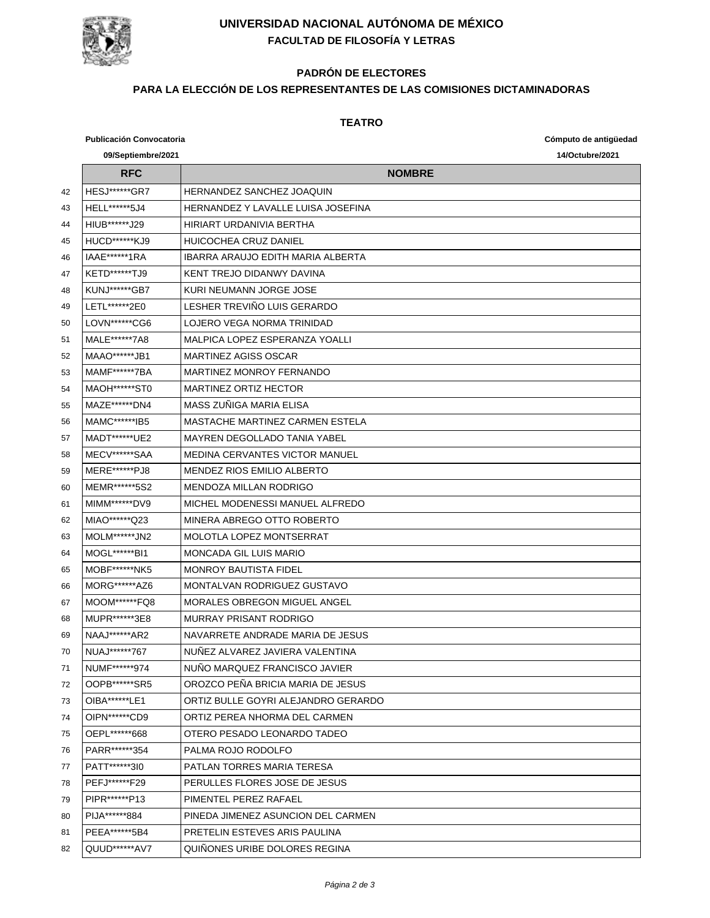# UNIVERSIDAD NACIONAL AUTÓNOMA DE MÉXICO

## FACULTAD DE FILOSOFÍA Y LETRAS

### PADRÓN DE ELECTORES

### PARA LA ELECCIÓN DE LOS REPRESENTANTES DE LAS COMISIONES DICTAMINADORAS

### TEATRO

**Publicación Convocatoria** **09/Septiembre/2021**

**Cómputo de antigüedad** **14/Octubre/2021**

| | RFC | NOMBRE |
|---|---|---|
| 42 | HESJ******GR7 | HERNANDEZ SANCHEZ JOAQUIN |
| 43 | HELL******5J4 | HERNANDEZ Y LAVALLE LUISA JOSEFINA |
| 44 | HIUB******J29 | HIRIART URDANIVIA BERTHA |
| 45 | HUCD******KJ9 | HUICOCHEA CRUZ DANIEL |
| 46 | IAAE******1RA | IBARRA ARAUJO EDITH MARIA ALBERTA |
| 47 | KETD******TJ9 | KENT TREJO DIDANWY DAVINA |
| 48 | KUNJ******GB7 | KURI NEUMANN JORGE JOSE |
| 49 | LETL******2E0 | LESHER TREVIÑO LUIS GERARDO |
| 50 | LOVN******CG6 | LOJERO VEGA NORMA TRINIDAD |
| 51 | MALE******7A8 | MALPICA LOPEZ ESPERANZA YOALLI |
| 52 | MAAO******JB1 | MARTINEZ AGISS OSCAR |
| 53 | MAMF******7BA | MARTINEZ MONROY FERNANDO |
| 54 | MAOH******ST0 | MARTINEZ ORTIZ HECTOR |
| 55 | MAZE******DN4 | MASS ZUÑIGA MARIA ELISA |
| 56 | MAMC******IB5 | MASTACHE MARTINEZ CARMEN ESTELA |
| 57 | MADT******UE2 | MAYREN DEGOLLADO TANIA YABEL |
| 58 | MECV******SAA | MEDINA CERVANTES VICTOR MANUEL |
| 59 | MERE******PJ8 | MENDEZ RIOS EMILIO ALBERTO |
| 60 | MEMR******5S2 | MENDOZA MILLAN RODRIGO |
| 61 | MIMM******DV9 | MICHEL MODENESSI MANUEL ALFREDO |
| 62 | MIAO******Q23 | MINERA ABREGO OTTO ROBERTO |
| 63 | MOLM******JN2 | MOLOTLA LOPEZ MONTSERRAT |
| 64 | MOGL******BI1 | MONCADA GIL LUIS MARIO |
| 65 | MOBF******NK5 | MONROY BAUTISTA FIDEL |
| 66 | MORG******AZ6 | MONTALVAN RODRIGUEZ GUSTAVO |
| 67 | MOOM******FQ8 | MORALES OBREGON MIGUEL ANGEL |
| 68 | MUPR******3E8 | MURRAY PRISANT RODRIGO |
| 69 | NAAJ******AR2 | NAVARRETE ANDRADE MARIA DE JESUS |
| 70 | NUAJ******767 | NUÑEZ ALVAREZ JAVIERA VALENTINA |
| 71 | NUMF******974 | NUÑO MARQUEZ FRANCISCO JAVIER |
| 72 | OOPB******SR5 | OROZCO PEÑA BRICIA MARIA DE JESUS |
| 73 | OIBA******LE1 | ORTIZ BULLE GOYRI ALEJANDRO GERARDO |
| 74 | OIPN******CD9 | ORTIZ PEREA NHORMA DEL CARMEN |
| 75 | OEPL******668 | OTERO PESADO LEONARDO TADEO |
| 76 | PARR******354 | PALMA ROJO RODOLFO |
| 77 | PATT******3I0 | PATLAN TORRES MARIA TERESA |
| 78 | PEFJ******F29 | PERULLES FLORES JOSE DE JESUS |
| 79 | PIPR******P13 | PIMENTEL PEREZ RAFAEL |
| 80 | PIJA******884 | PINEDA JIMENEZ ASUNCION DEL CARMEN |
| 81 | PEEA******5B4 | PRETELIN ESTEVES ARIS PAULINA |
| 82 | QUUD******AV7 | QUIÑONES URIBE DOLORES REGINA |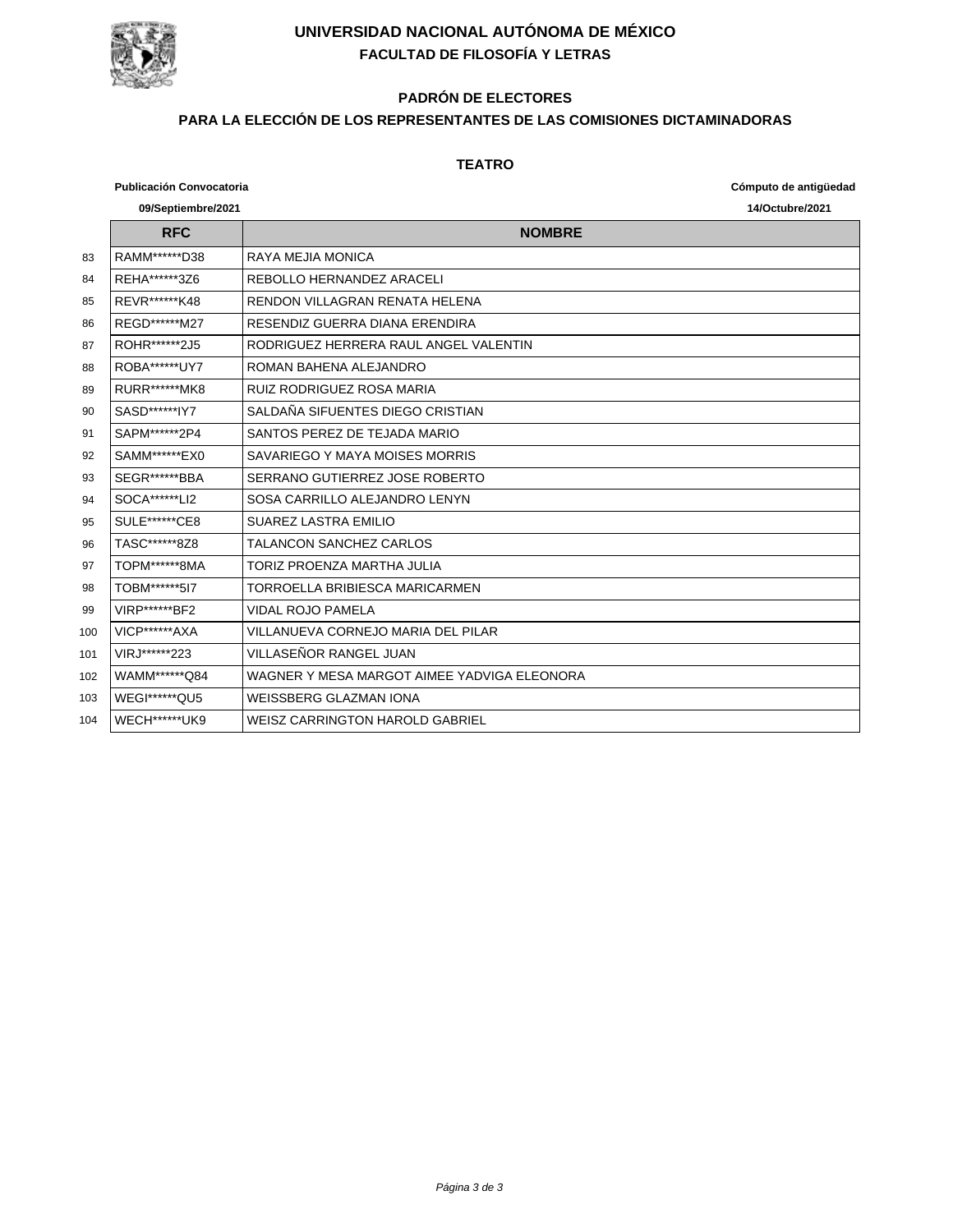# UNIVERSIDAD NACIONAL AUTÓNOMA DE MÉXICO

## FACULTAD DE FILOSOFÍA Y LETRAS

### PADRÓN DE ELECTORES

### PARA LA ELECCIÓN DE LOS REPRESENTANTES DE LAS COMISIONES DICTAMINADORAS

### TEATRO

**Publicación Convocatoria** **09/Septiembre/2021**

**Cómputo de antigüedad** **14/Octubre/2021**

| | RFC | NOMBRE |
|---|---|---|
| 83 | RAMM******D38 | RAYA MEJIA MONICA |
| 84 | REHA******3Z6 | REBOLLO HERNANDEZ ARACELI |
| 85 | REVR******K48 | RENDON VILLAGRAN RENATA HELENA |
| 86 | REGD******M27 | RESENDIZ GUERRA DIANA ERENDIRA |
| 87 | ROHR******2J5 | RODRIGUEZ HERRERA RAUL ANGEL VALENTIN |
| 88 | ROBA******UY7 | ROMAN BAHENA ALEJANDRO |
| 89 | RURR******MK8 | RUIZ RODRIGUEZ ROSA MARIA |
| 90 | SASD******IY7 | SALDAÑA SIFUENTES DIEGO CRISTIAN |
| 91 | SAPM******2P4 | SANTOS PEREZ DE TEJADA MARIO |
| 92 | SAMM******EX0 | SAVARIEGO Y MAYA MOISES MORRIS |
| 93 | SEGR******BBA | SERRANO GUTIERREZ JOSE ROBERTO |
| 94 | SOCA******LI2 | SOSA CARRILLO ALEJANDRO LENYN |
| 95 | SULE******CE8 | SUAREZ LASTRA EMILIO |
| 96 | TASC******8Z8 | TALANCON SANCHEZ CARLOS |
| 97 | TOPM******8MA | TORIZ PROENZA MARTHA JULIA |
| 98 | TOBM******5I7 | TORROELLA BRIBIESCA MARICARMEN |
| 99 | VIRP******BF2 | VIDAL ROJO PAMELA |
| 100 | VICP******AXA | VILLANUEVA CORNEJO MARIA DEL PILAR |
| 101 | VIRJ******223 | VILLASEÑOR RANGEL JUAN |
| 102 | WAMM******Q84 | WAGNER Y MESA MARGOT AIMEE YADVIGA ELEONORA |
| 103 | WEGI******QU5 | WEISSBERG GLAZMAN IONA |
| 104 | WECH******UK9 | WEISZ CARRINGTON HAROLD GABRIEL |